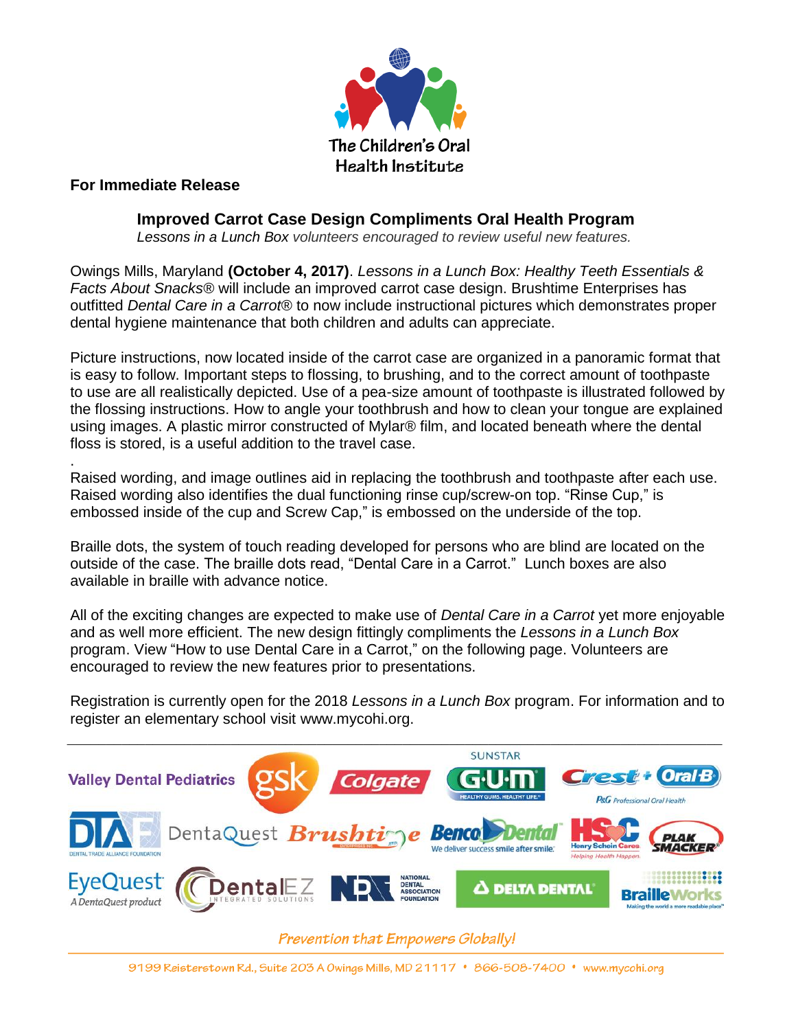The Children's Oral Health Institute

**For Immediate Release**

## Improved Carrot Case Design Compliments Oral Health Program

*Lessons in a Lunch Box volunteers encouraged to review useful new features.*

Owings Mills, Maryland **(October 4, 2017)**. *Lessons in a Lunch Box: Healthy Teeth Essentials & Facts About Snacks®* will include an improved carrot case design. Brushtime Enterprises has outfitted *Dental Care in a Carrot®* to now include instructional pictures which demonstrates proper dental hygiene maintenance that both children and adults can appreciate.

Picture instructions, now located inside of the carrot case are organized in a panoramic format that is easy to follow. Important steps to flossing, to brushing, and to the correct amount of toothpaste to use are all realistically depicted. Use of a pea-size amount of toothpaste is illustrated followed by the flossing instructions. How to angle your toothbrush and how to clean your tongue are explained using images. A plastic mirror constructed of Mylar® film, and located beneath where the dental floss is stored, is a useful addition to the travel case.

.
Raised wording, and image outlines aid in replacing the toothbrush and toothpaste after each use. Raised wording also identifies the dual functioning rinse cup/screw-on top. "Rinse Cup," is embossed inside of the cup and Screw Cap," is embossed on the underside of the top.

Braille dots, the system of touch reading developed for persons who are blind are located on the outside of the case. The braille dots read, "Dental Care in a Carrot." Lunch boxes are also available in braille with advance notice.

All of the exciting changes are expected to make use of *Dental Care in a Carrot* yet more enjoyable and as well more efficient. The new design fittingly compliments the *Lessons in a Lunch Box* program. View "How to use Dental Care in a Carrot," on the following page. Volunteers are encouraged to review the new features prior to presentations.

Registration is currently open for the 2018 *Lessons in a Lunch Box* program. For information and to register an elementary school visit www.mycohi.org.

---

Valley Dental Pediatrics · gsk · Colgate · Sunstar G·U·M · Crest + Oral-B P&G Professional Oral Health · DTA Foundation · DentaQuest · Brushtime · Benco Dental · Henry Schein Cares · Plak Smacker · EyeQuest · DentalEZ · National Dental Association Foundation · Delta Dental · BrailleWorks

*Prevention that Empowers Globally!*

9199 Reisterstown Rd., Suite 203 A Owings Mills, MD 21117 • 866-508-7400 • www.mycohi.org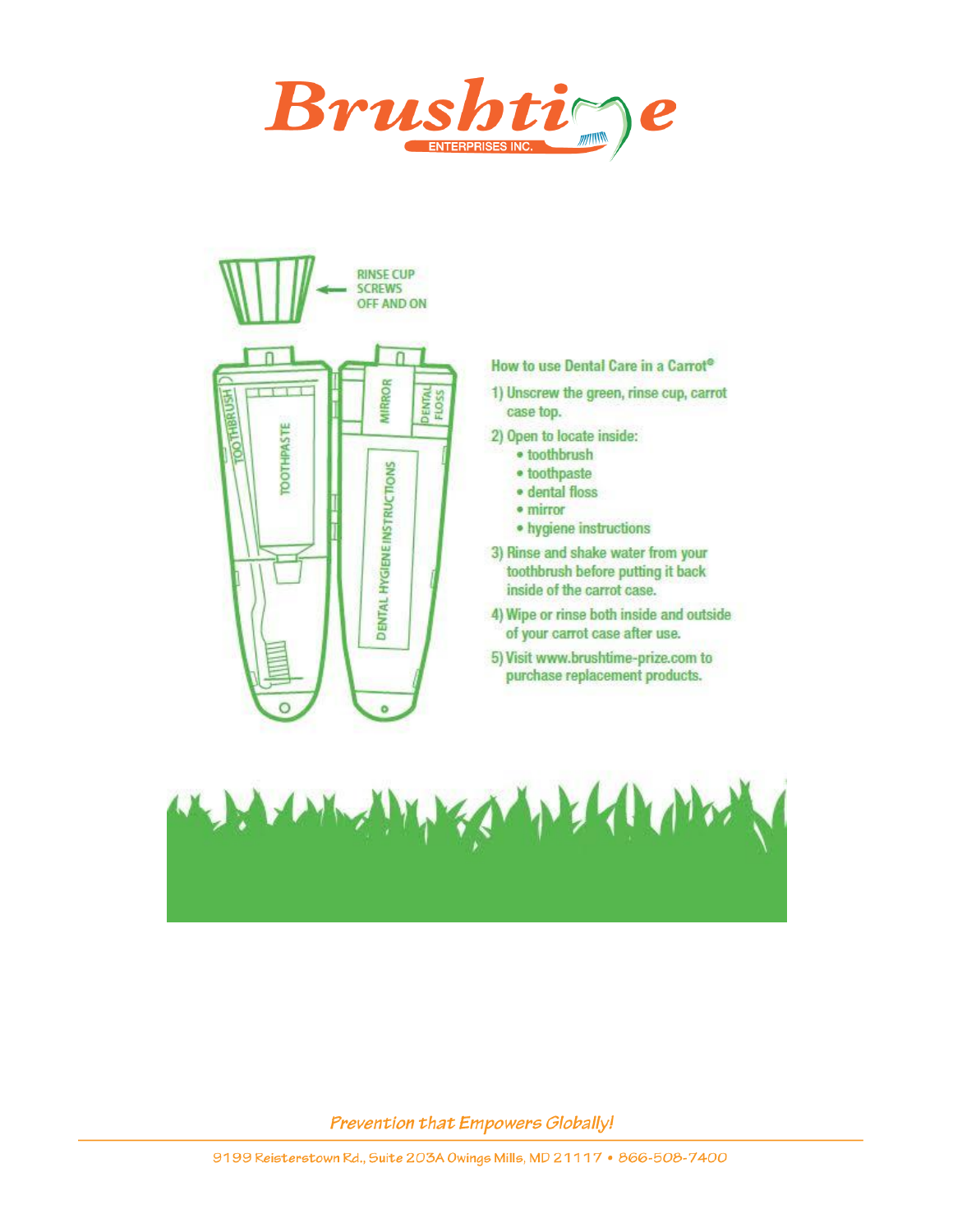# Brushtime

ENTERPRISES INC.

RINSE CUP SCREWS OFF AND ON

TOOTHBRUSH

TOOTHPASTE

MIRROR

DENTAL FLOSS

DENTAL HYGIENE INSTRUCTIONS

## How to use Dental Care in a Carrot®

1) Unscrew the green, rinse cup, carrot case top.
2) Open to locate inside:
   - toothbrush
   - toothpaste
   - dental floss
   - mirror
   - hygiene instructions
3) Rinse and shake water from your toothbrush before putting it back inside of the carrot case.
4) Wipe or rinse both inside and outside of your carrot case after use.
5) Visit www.brushtime-prize.com to purchase replacement products.

*Prevention that Empowers Globally!*

9199 Reisterstown Rd., Suite 203A Owings Mills, MD 21117 • 866-508-7400